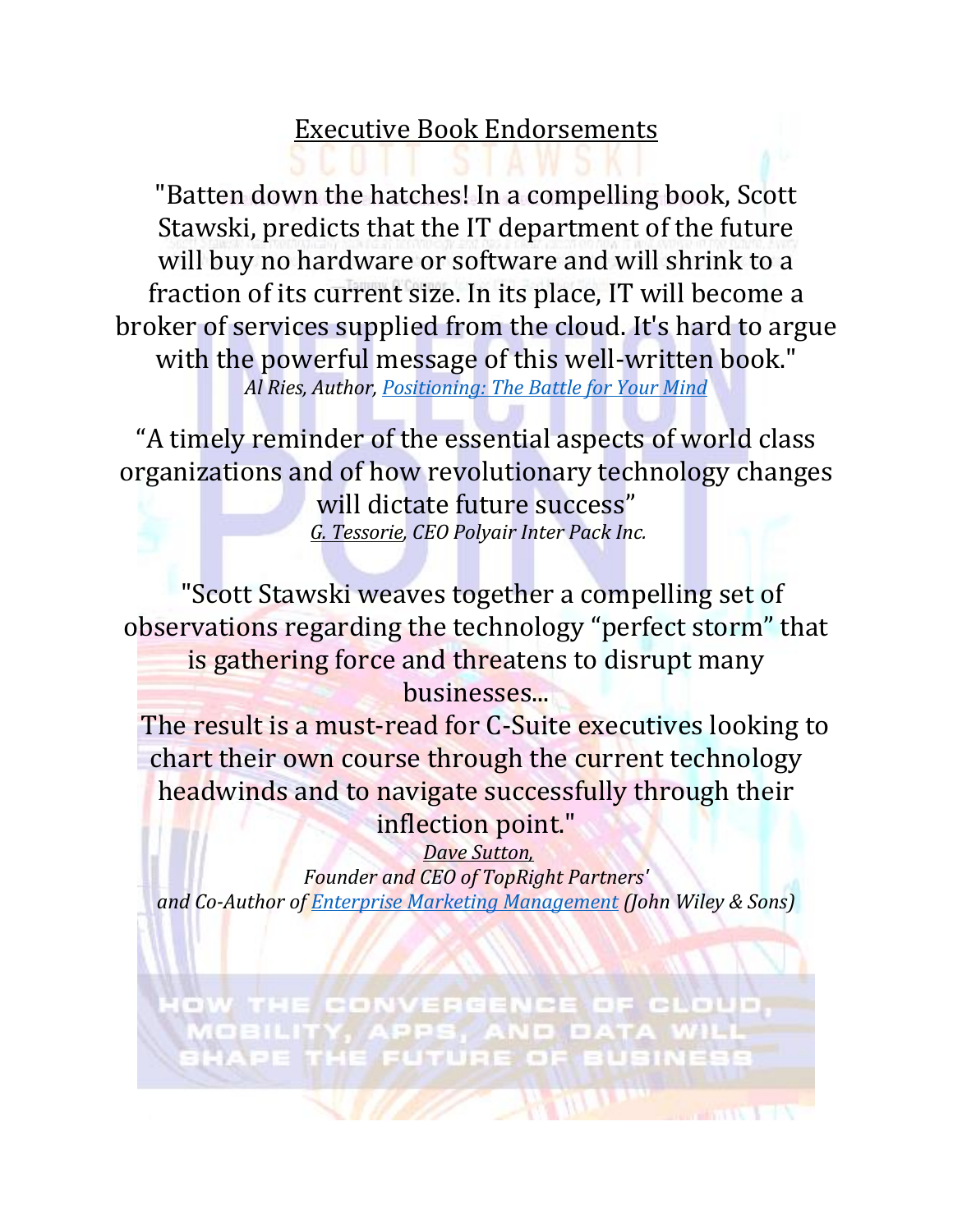# Executive Book Endorsements

"Batten down the hatches! In a compelling book, Scott Stawski, predicts that the IT department of the future will buy no hardware or software and will shrink to a fraction of its current size. In its place, IT will become a broker of services supplied from the cloud. It's hard to argue with the powerful message of this well-written book."

*Al Ries, Author, Positioning: The Battle for Your Mind*

"A timely reminder of the essential aspects of world class organizations and of how revolutionary technology changes will dictate future success"

*G. Tessorie, CEO Polyair Inter Pack Inc.*

"Scott Stawski weaves together a compelling set of observations regarding the technology "perfect storm" that is gathering force and threatens to disrupt many businesses...

The result is a must-read for C-Suite executives looking to chart their own course through the current technology headwinds and to navigate successfully through their inflection point."

*Dave Sutton,*
*Founder and CEO of TopRight Partners'*
*and Co-Author of Enterprise Marketing Management (John Wiley & Sons)*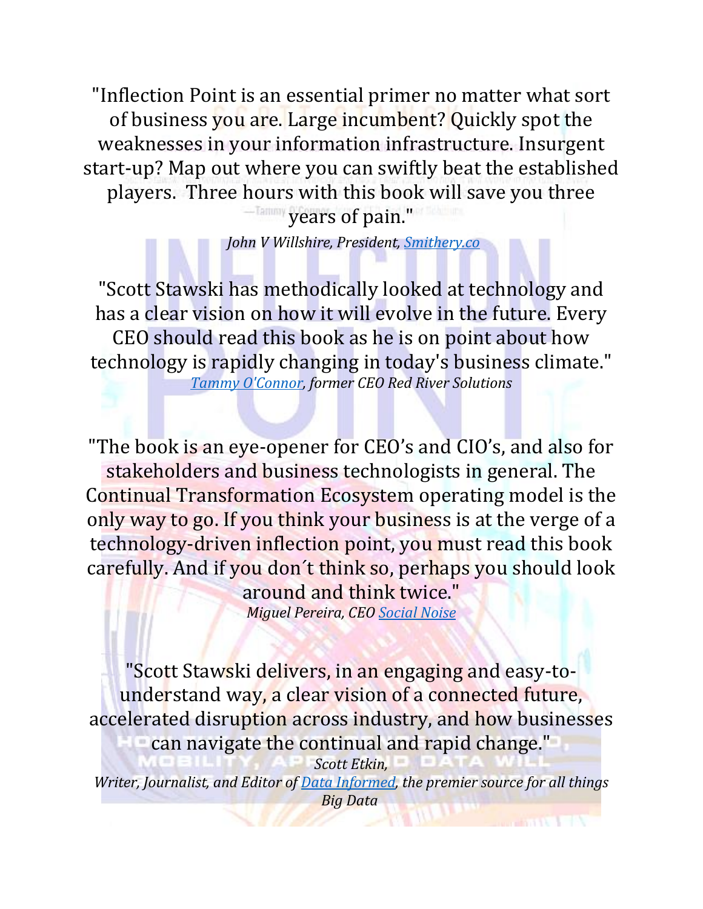"Inflection Point is an essential primer no matter what sort of business you are. Large incumbent? Quickly spot the weaknesses in your information infrastructure. Insurgent start-up? Map out where you can swiftly beat the established players. Three hours with this book will save you three years of pain."

*John V Willshire, President, [Smithery.co]*

"Scott Stawski has methodically looked at technology and has a clear vision on how it will evolve in the future. Every CEO should read this book as he is on point about how technology is rapidly changing in today's business climate."

*[Tammy O'Connor], former CEO Red River Solutions*

"The book is an eye-opener for CEO's and CIO's, and also for stakeholders and business technologists in general. The Continual Transformation Ecosystem operating model is the only way to go. If you think your business is at the verge of a technology-driven inflection point, you must read this book carefully. And if you don´t think so, perhaps you should look around and think twice."

*Miguel Pereira, CEO [Social Noise]*

"Scott Stawski delivers, in an engaging and easy-to-understand way, a clear vision of a connected future, accelerated disruption across industry, and how businesses can navigate the continual and rapid change."

*Scott Etkin,*
*Writer, Journalist, and Editor of [Data Informed], the premier source for all things Big Data*